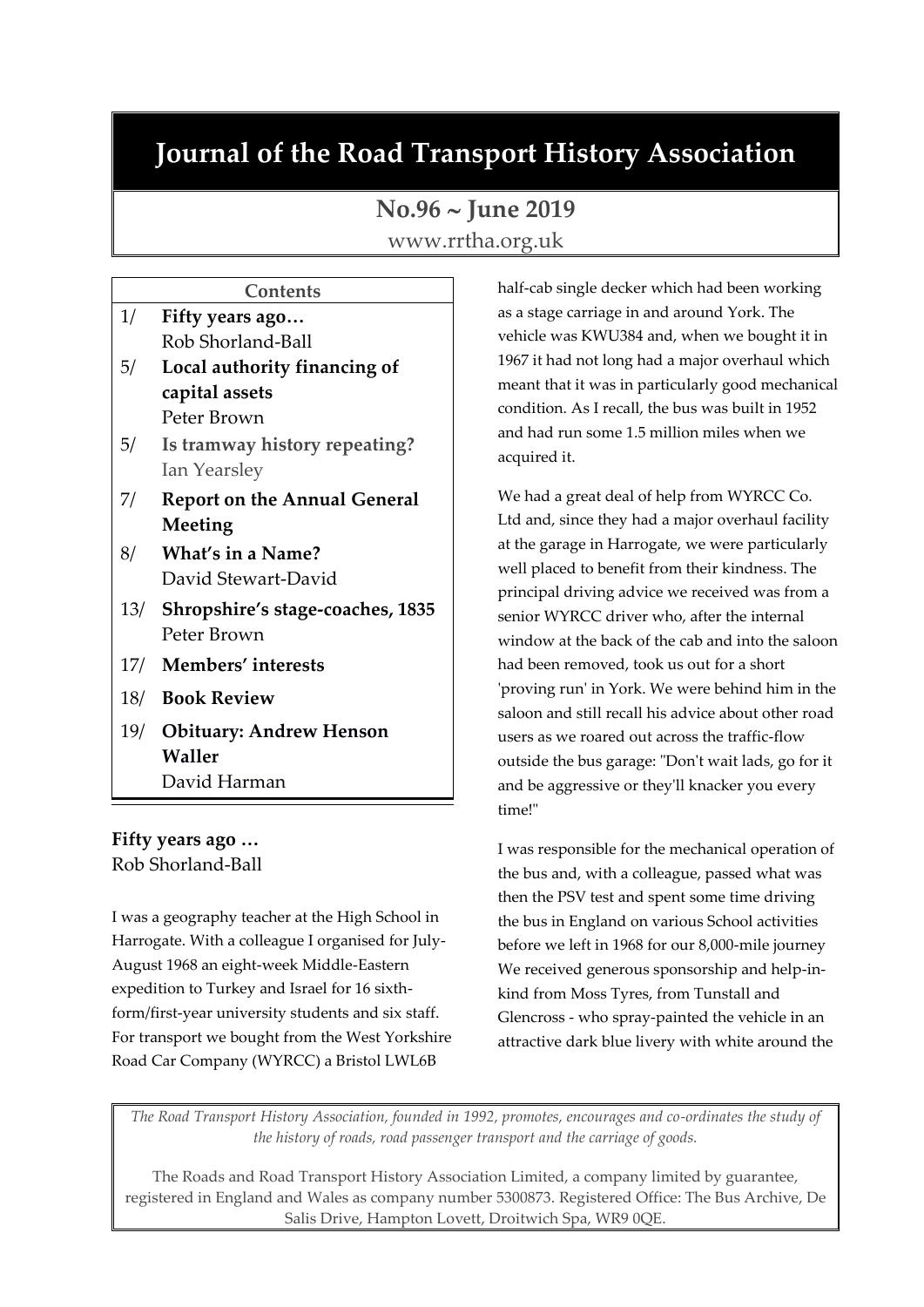# Journal of the Road Transport History Association

## No.96 ~ June 2019

www.rrtha.org.uk

**Contents**

- 1/ **Fifty years ago…** Rob Shorland-Ball
- 5/ **Local authority financing of capital assets** Peter Brown
- 5/ **Is tramway history repeating?** Ian Yearsley
- 7/ **Report on the Annual General Meeting**
- 8/ **What's in a Name?** David Stewart-David
- 13/ **Shropshire's stage-coaches, 1835** Peter Brown
- 17/ **Members' interests**
- 18/ **Book Review**
- 19/ **Obituary: Andrew Henson Waller** David Harman

### Fifty years ago …

Rob Shorland-Ball

I was a geography teacher at the High School in Harrogate. With a colleague I organised for July-August 1968 an eight-week Middle-Eastern expedition to Turkey and Israel for 16 sixth-form/first-year university students and six staff. For transport we bought from the West Yorkshire Road Car Company (WYRCC) a Bristol LWL6B half-cab single decker which had been working as a stage carriage in and around York. The vehicle was KWU384 and, when we bought it in 1967 it had not long had a major overhaul which meant that it was in particularly good mechanical condition. As I recall, the bus was built in 1952 and had run some 1.5 million miles when we acquired it.

We had a great deal of help from WYRCC Co. Ltd and, since they had a major overhaul facility at the garage in Harrogate, we were particularly well placed to benefit from their kindness. The principal driving advice we received was from a senior WYRCC driver who, after the internal window at the back of the cab and into the saloon had been removed, took us out for a short 'proving run' in York. We were behind him in the saloon and still recall his advice about other road users as we roared out across the traffic-flow outside the bus garage: "Don't wait lads, go for it and be aggressive or they'll knacker you every time!"

I was responsible for the mechanical operation of the bus and, with a colleague, passed what was then the PSV test and spent some time driving the bus in England on various School activities before we left in 1968 for our 8,000-mile journey We received generous sponsorship and help-in-kind from Moss Tyres, from Tunstall and Glencross - who spray-painted the vehicle in an attractive dark blue livery with white around the

*The Road Transport History Association, founded in 1992, promotes, encourages and co-ordinates the study of the history of roads, road passenger transport and the carriage of goods.*

The Roads and Road Transport History Association Limited, a company limited by guarantee, registered in England and Wales as company number 5300873. Registered Office: The Bus Archive, De Salis Drive, Hampton Lovett, Droitwich Spa, WR9 0QE.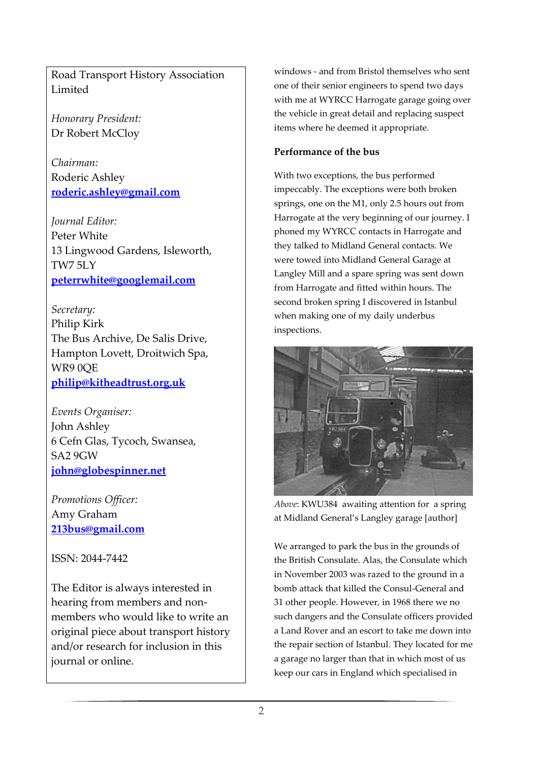Road Transport History Association Limited

*Honorary President:*
Dr Robert McCloy

*Chairman:*
Roderic Ashley
[roderic.ashley@gmail.com](mailto:roderic.ashley@gmail.com)

*Journal Editor:*
Peter White
13 Lingwood Gardens, Isleworth, TW7 5LY
[peterrwhite@googlemail.com](mailto:peterrwhite@googlemail.com)

*Secretary:*
Philip Kirk
The Bus Archive, De Salis Drive, Hampton Lovett, Droitwich Spa, WR9 0QE
[philip@kitheadtrust.org.uk](mailto:philip@kitheadtrust.org.uk)

*Events Organiser:*
John Ashley
6 Cefn Glas, Tycoch, Swansea, SA2 9GW
[john@globespinner.net](mailto:john@globespinner.net)

*Promotions Officer:*
Amy Graham
[213bus@gmail.com](mailto:213bus@gmail.com)

ISSN: 2044-7442

The Editor is always interested in hearing from members and non-members who would like to write an original piece about transport history and/or research for inclusion in this journal or online.

windows - and from Bristol themselves who sent one of their senior engineers to spend two days with me at WYRCC Harrogate garage going over the vehicle in great detail and replacing suspect items where he deemed it appropriate.

**Performance of the bus**

With two exceptions, the bus performed impeccably. The exceptions were both broken springs, one on the M1, only 2.5 hours out from Harrogate at the very beginning of our journey. I phoned my WYRCC contacts in Harrogate and they talked to Midland General contacts. We were towed into Midland General Garage at Langley Mill and a spare spring was sent down from Harrogate and fitted within hours. The second broken spring I discovered in Istanbul when making one of my daily underbus inspections.

*Above*: KWU384 awaiting attention for a spring at Midland General's Langley garage [author]

We arranged to park the bus in the grounds of the British Consulate. Alas, the Consulate which in November 2003 was razed to the ground in a bomb attack that killed the Consul-General and 31 other people. However, in 1968 there we no such dangers and the Consulate officers provided a Land Rover and an escort to take me down into the repair section of Istanbul. They located for me a garage no larger than that in which most of us keep our cars in England which specialised in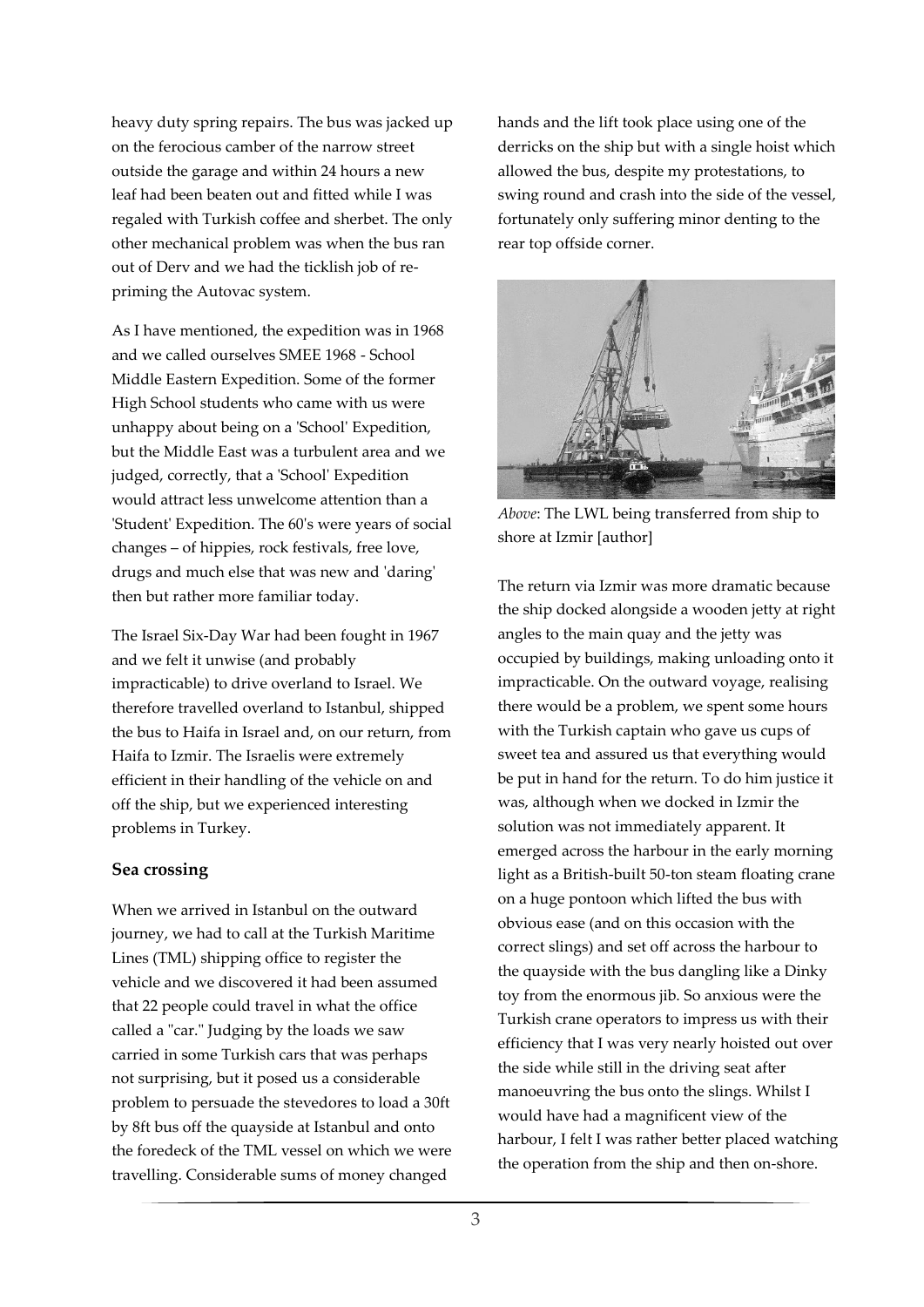heavy duty spring repairs. The bus was jacked up on the ferocious camber of the narrow street outside the garage and within 24 hours a new leaf had been beaten out and fitted while I was regaled with Turkish coffee and sherbet. The only other mechanical problem was when the bus ran out of Derv and we had the ticklish job of re-priming the Autovac system.

As I have mentioned, the expedition was in 1968 and we called ourselves SMEE 1968 - School Middle Eastern Expedition. Some of the former High School students who came with us were unhappy about being on a 'School' Expedition, but the Middle East was a turbulent area and we judged, correctly, that a 'School' Expedition would attract less unwelcome attention than a 'Student' Expedition. The 60's were years of social changes – of hippies, rock festivals, free love, drugs and much else that was new and 'daring' then but rather more familiar today.

The Israel Six-Day War had been fought in 1967 and we felt it unwise (and probably impracticable) to drive overland to Israel. We therefore travelled overland to Istanbul, shipped the bus to Haifa in Israel and, on our return, from Haifa to Izmir. The Israelis were extremely efficient in their handling of the vehicle on and off the ship, but we experienced interesting problems in Turkey.

### Sea crossing

When we arrived in Istanbul on the outward journey, we had to call at the Turkish Maritime Lines (TML) shipping office to register the vehicle and we discovered it had been assumed that 22 people could travel in what the office called a "car." Judging by the loads we saw carried in some Turkish cars that was perhaps not surprising, but it posed us a considerable problem to persuade the stevedores to load a 30ft by 8ft bus off the quayside at Istanbul and onto the foredeck of the TML vessel on which we were travelling. Considerable sums of money changed hands and the lift took place using one of the derricks on the ship but with a single hoist which allowed the bus, despite my protestations, to swing round and crash into the side of the vessel, fortunately only suffering minor denting to the rear top offside corner.

*Above*: The LWL being transferred from ship to shore at Izmir [author]

The return via Izmir was more dramatic because the ship docked alongside a wooden jetty at right angles to the main quay and the jetty was occupied by buildings, making unloading onto it impracticable. On the outward voyage, realising there would be a problem, we spent some hours with the Turkish captain who gave us cups of sweet tea and assured us that everything would be put in hand for the return. To do him justice it was, although when we docked in Izmir the solution was not immediately apparent. It emerged across the harbour in the early morning light as a British-built 50-ton steam floating crane on a huge pontoon which lifted the bus with obvious ease (and on this occasion with the correct slings) and set off across the harbour to the quayside with the bus dangling like a Dinky toy from the enormous jib. So anxious were the Turkish crane operators to impress us with their efficiency that I was very nearly hoisted out over the side while still in the driving seat after manoeuvring the bus onto the slings. Whilst I would have had a magnificent view of the harbour, I felt I was rather better placed watching the operation from the ship and then on-shore.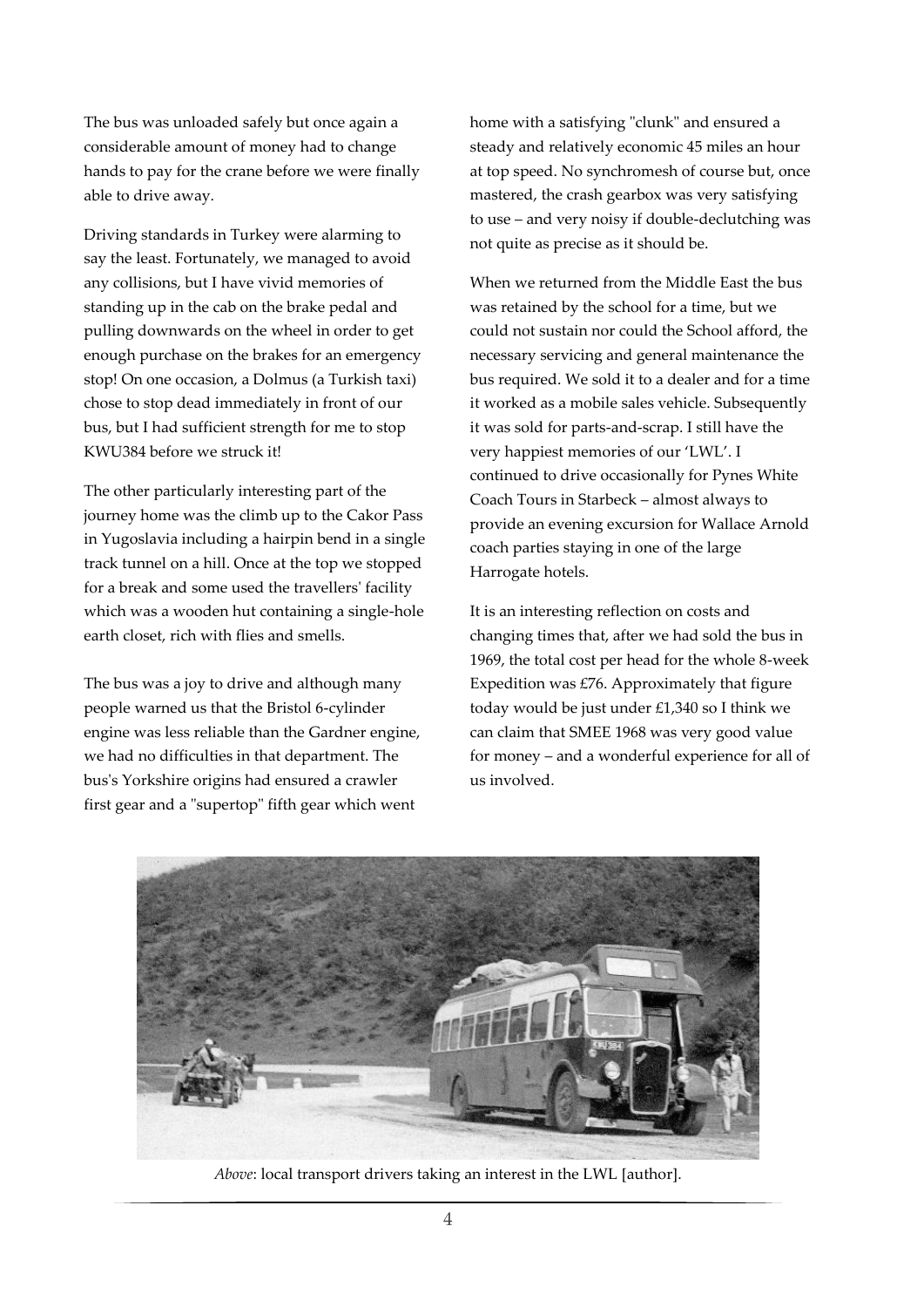The bus was unloaded safely but once again a considerable amount of money had to change hands to pay for the crane before we were finally able to drive away.

Driving standards in Turkey were alarming to say the least. Fortunately, we managed to avoid any collisions, but I have vivid memories of standing up in the cab on the brake pedal and pulling downwards on the wheel in order to get enough purchase on the brakes for an emergency stop! On one occasion, a Dolmus (a Turkish taxi) chose to stop dead immediately in front of our bus, but I had sufficient strength for me to stop KWU384 before we struck it!

The other particularly interesting part of the journey home was the climb up to the Cakor Pass in Yugoslavia including a hairpin bend in a single track tunnel on a hill. Once at the top we stopped for a break and some used the travellers' facility which was a wooden hut containing a single-hole earth closet, rich with flies and smells.

The bus was a joy to drive and although many people warned us that the Bristol 6-cylinder engine was less reliable than the Gardner engine, we had no difficulties in that department. The bus's Yorkshire origins had ensured a crawler first gear and a "supertop" fifth gear which went home with a satisfying "clunk" and ensured a steady and relatively economic 45 miles an hour at top speed. No synchromesh of course but, once mastered, the crash gearbox was very satisfying to use – and very noisy if double-declutching was not quite as precise as it should be.

When we returned from the Middle East the bus was retained by the school for a time, but we could not sustain nor could the School afford, the necessary servicing and general maintenance the bus required. We sold it to a dealer and for a time it worked as a mobile sales vehicle. Subsequently it was sold for parts-and-scrap. I still have the very happiest memories of our 'LWL'. I continued to drive occasionally for Pynes White Coach Tours in Starbeck – almost always to provide an evening excursion for Wallace Arnold coach parties staying in one of the large Harrogate hotels.

It is an interesting reflection on costs and changing times that, after we had sold the bus in 1969, the total cost per head for the whole 8-week Expedition was £76. Approximately that figure today would be just under £1,340 so I think we can claim that SMEE 1968 was very good value for money – and a wonderful experience for all of us involved.

*Above*: local transport drivers taking an interest in the LWL [author].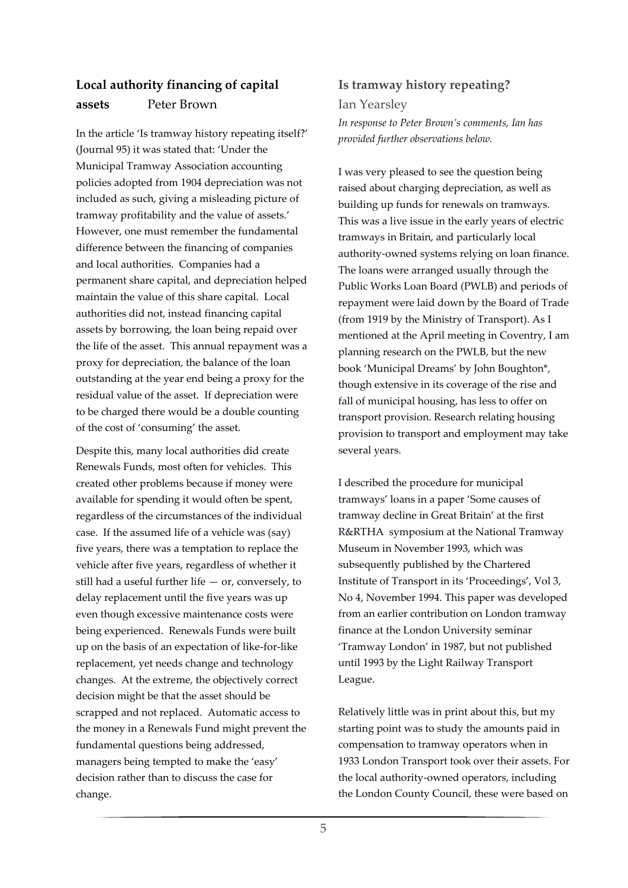## Local authority financing of capital assets

Peter Brown

In the article 'Is tramway history repeating itself?' (Journal 95) it was stated that: 'Under the Municipal Tramway Association accounting policies adopted from 1904 depreciation was not included as such, giving a misleading picture of tramway profitability and the value of assets.' However, one must remember the fundamental difference between the financing of companies and local authorities. Companies had a permanent share capital, and depreciation helped maintain the value of this share capital. Local authorities did not, instead financing capital assets by borrowing, the loan being repaid over the life of the asset. This annual repayment was a proxy for depreciation, the balance of the loan outstanding at the year end being a proxy for the residual value of the asset. If depreciation were to be charged there would be a double counting of the cost of 'consuming' the asset.

Despite this, many local authorities did create Renewals Funds, most often for vehicles. This created other problems because if money were available for spending it would often be spent, regardless of the circumstances of the individual case. If the assumed life of a vehicle was (say) five years, there was a temptation to replace the vehicle after five years, regardless of whether it still had a useful further life — or, conversely, to delay replacement until the five years was up even though excessive maintenance costs were being experienced. Renewals Funds were built up on the basis of an expectation of like-for-like replacement, yet needs change and technology changes. At the extreme, the objectively correct decision might be that the asset should be scrapped and not replaced. Automatic access to the money in a Renewals Fund might prevent the fundamental questions being addressed, managers being tempted to make the 'easy' decision rather than to discuss the case for change.

## Is tramway history repeating?

Ian Yearsley

*In response to Peter Brown's comments, Ian has provided further observations below.*

I was very pleased to see the question being raised about charging depreciation, as well as building up funds for renewals on tramways. This was a live issue in the early years of electric tramways in Britain, and particularly local authority-owned systems relying on loan finance. The loans were arranged usually through the Public Works Loan Board (PWLB) and periods of repayment were laid down by the Board of Trade (from 1919 by the Ministry of Transport). As I mentioned at the April meeting in Coventry, I am planning research on the PWLB, but the new book 'Municipal Dreams' by John Boughton*, though extensive in its coverage of the rise and fall of municipal housing, has less to offer on transport provision. Research relating housing provision to transport and employment may take several years.

I described the procedure for municipal tramways' loans in a paper 'Some causes of tramway decline in Great Britain' at the first R&RTHA symposium at the National Tramway Museum in November 1993, which was subsequently published by the Chartered Institute of Transport in its 'Proceedings', Vol 3, No 4, November 1994. This paper was developed from an earlier contribution on London tramway finance at the London University seminar 'Tramway London' in 1987, but not published until 1993 by the Light Railway Transport League.

Relatively little was in print about this, but my starting point was to study the amounts paid in compensation to tramway operators when in 1933 London Transport took over their assets. For the local authority-owned operators, including the London County Council, these were based on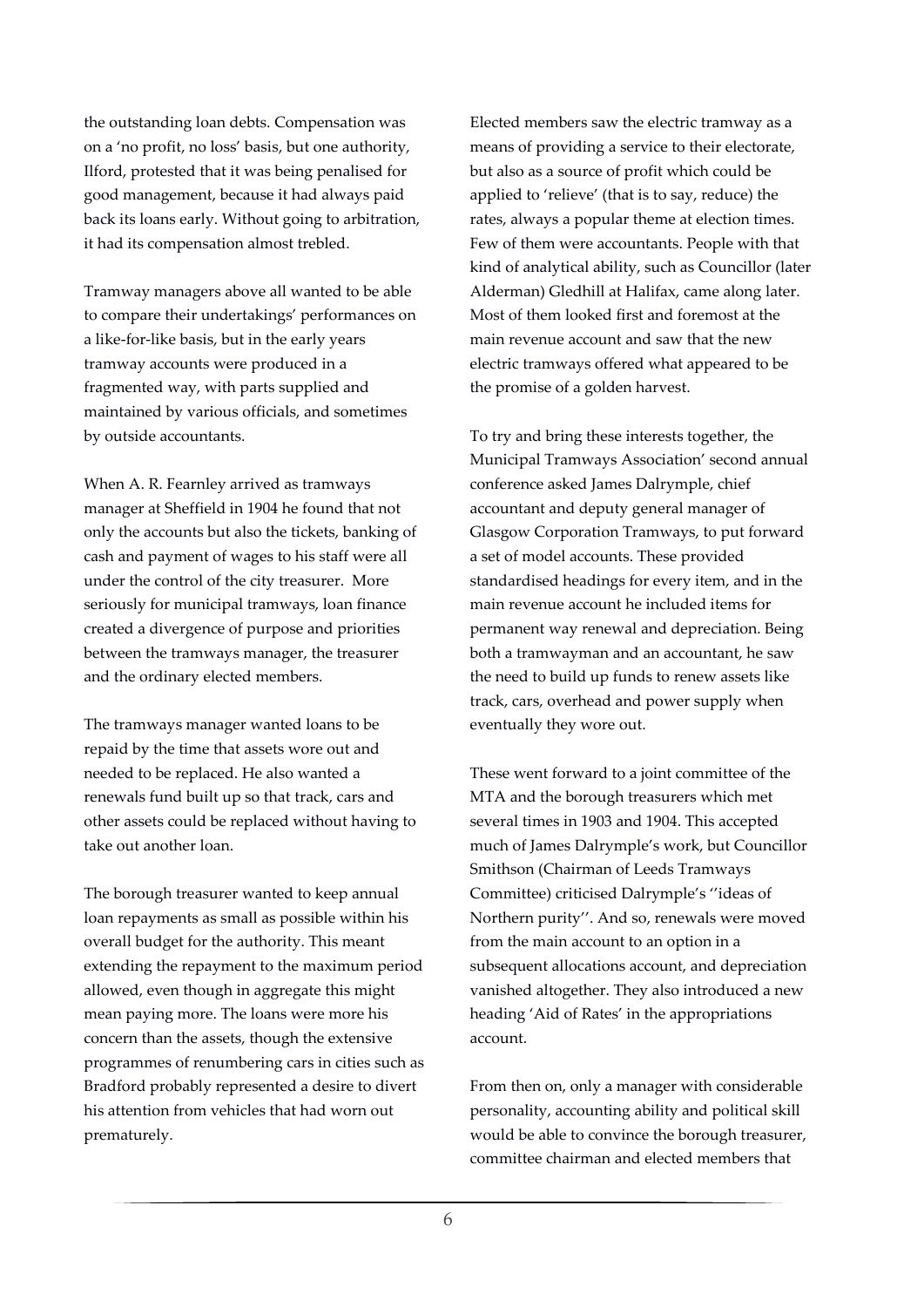the outstanding loan debts. Compensation was on a 'no profit, no loss' basis, but one authority, Ilford, protested that it was being penalised for good management, because it had always paid back its loans early. Without going to arbitration, it had its compensation almost trebled.

Tramway managers above all wanted to be able to compare their undertakings' performances on a like-for-like basis, but in the early years tramway accounts were produced in a fragmented way, with parts supplied and maintained by various officials, and sometimes by outside accountants.

When A. R. Fearnley arrived as tramways manager at Sheffield in 1904 he found that not only the accounts but also the tickets, banking of cash and payment of wages to his staff were all under the control of the city treasurer. More seriously for municipal tramways, loan finance created a divergence of purpose and priorities between the tramways manager, the treasurer and the ordinary elected members.

The tramways manager wanted loans to be repaid by the time that assets wore out and needed to be replaced. He also wanted a renewals fund built up so that track, cars and other assets could be replaced without having to take out another loan.

The borough treasurer wanted to keep annual loan repayments as small as possible within his overall budget for the authority. This meant extending the repayment to the maximum period allowed, even though in aggregate this might mean paying more. The loans were more his concern than the assets, though the extensive programmes of renumbering cars in cities such as Bradford probably represented a desire to divert his attention from vehicles that had worn out prematurely.

Elected members saw the electric tramway as a means of providing a service to their electorate, but also as a source of profit which could be applied to 'relieve' (that is to say, reduce) the rates, always a popular theme at election times. Few of them were accountants. People with that kind of analytical ability, such as Councillor (later Alderman) Gledhill at Halifax, came along later. Most of them looked first and foremost at the main revenue account and saw that the new electric tramways offered what appeared to be the promise of a golden harvest.

To try and bring these interests together, the Municipal Tramways Association' second annual conference asked James Dalrymple, chief accountant and deputy general manager of Glasgow Corporation Tramways, to put forward a set of model accounts. These provided standardised headings for every item, and in the main revenue account he included items for permanent way renewal and depreciation. Being both a tramwayman and an accountant, he saw the need to build up funds to renew assets like track, cars, overhead and power supply when eventually they wore out.

These went forward to a joint committee of the MTA and the borough treasurers which met several times in 1903 and 1904. This accepted much of James Dalrymple's work, but Councillor Smithson (Chairman of Leeds Tramways Committee) criticised Dalrymple's ''ideas of Northern purity''. And so, renewals were moved from the main account to an option in a subsequent allocations account, and depreciation vanished altogether. They also introduced a new heading 'Aid of Rates' in the appropriations account.

From then on, only a manager with considerable personality, accounting ability and political skill would be able to convince the borough treasurer, committee chairman and elected members that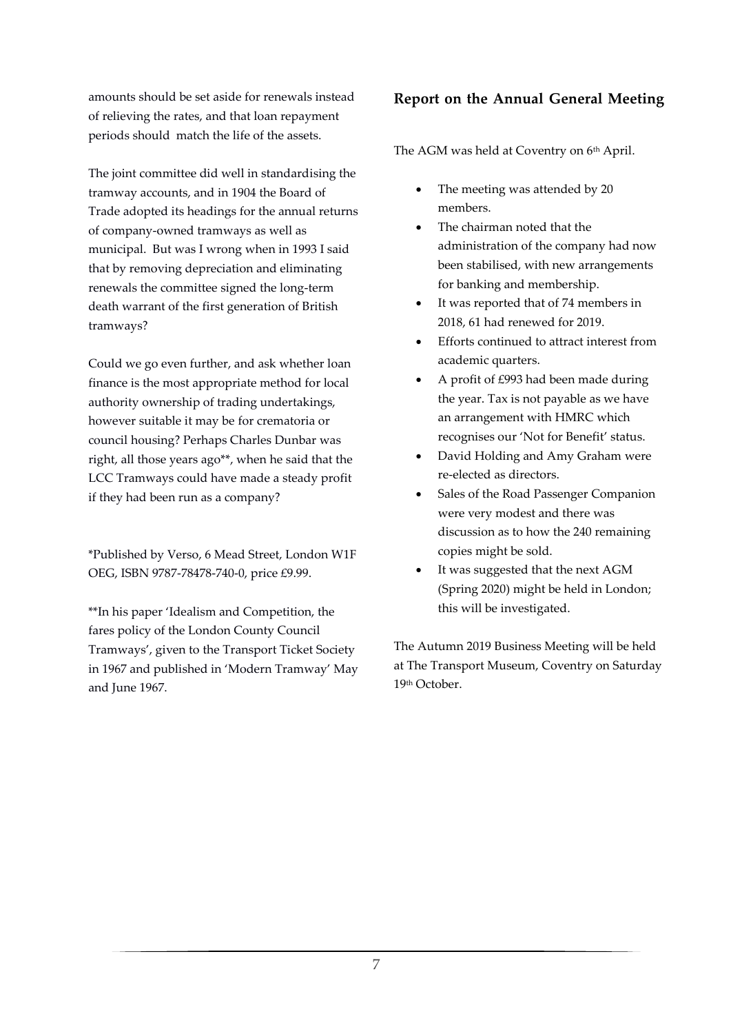amounts should be set aside for renewals instead of relieving the rates, and that loan repayment periods should match the life of the assets.

The joint committee did well in standardising the tramway accounts, and in 1904 the Board of Trade adopted its headings for the annual returns of company-owned tramways as well as municipal. But was I wrong when in 1993 I said that by removing depreciation and eliminating renewals the committee signed the long-term death warrant of the first generation of British tramways?

Could we go even further, and ask whether loan finance is the most appropriate method for local authority ownership of trading undertakings, however suitable it may be for crematoria or council housing? Perhaps Charles Dunbar was right, all those years ago**, when he said that the LCC Tramways could have made a steady profit if they had been run as a company?

*Published by Verso, 6 Mead Street, London W1F OEG, ISBN 9787-78478-740-0, price £9.99.

**In his paper 'Idealism and Competition, the fares policy of the London County Council Tramways', given to the Transport Ticket Society in 1967 and published in 'Modern Tramway' May and June 1967.

## Report on the Annual General Meeting

The AGM was held at Coventry on 6th April.

- The meeting was attended by 20 members.
- The chairman noted that the administration of the company had now been stabilised, with new arrangements for banking and membership.
- It was reported that of 74 members in 2018, 61 had renewed for 2019.
- Efforts continued to attract interest from academic quarters.
- A profit of £993 had been made during the year. Tax is not payable as we have an arrangement with HMRC which recognises our 'Not for Benefit' status.
- David Holding and Amy Graham were re-elected as directors.
- Sales of the Road Passenger Companion were very modest and there was discussion as to how the 240 remaining copies might be sold.
- It was suggested that the next AGM (Spring 2020) might be held in London; this will be investigated.

The Autumn 2019 Business Meeting will be held at The Transport Museum, Coventry on Saturday 19th October.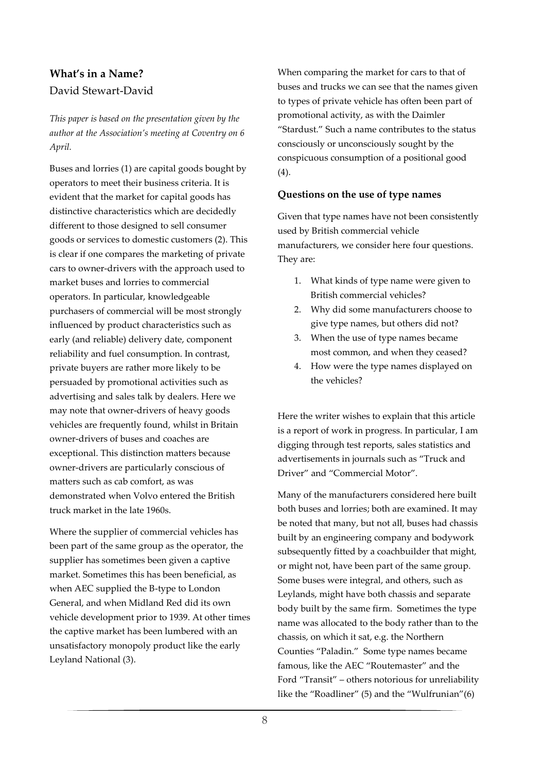## What's in a Name?

David Stewart-David

*This paper is based on the presentation given by the author at the Association's meeting at Coventry on 6 April.*

Buses and lorries (1) are capital goods bought by operators to meet their business criteria. It is evident that the market for capital goods has distinctive characteristics which are decidedly different to those designed to sell consumer goods or services to domestic customers (2). This is clear if one compares the marketing of private cars to owner-drivers with the approach used to market buses and lorries to commercial operators. In particular, knowledgeable purchasers of commercial will be most strongly influenced by product characteristics such as early (and reliable) delivery date, component reliability and fuel consumption. In contrast, private buyers are rather more likely to be persuaded by promotional activities such as advertising and sales talk by dealers. Here we may note that owner-drivers of heavy goods vehicles are frequently found, whilst in Britain owner-drivers of buses and coaches are exceptional. This distinction matters because owner-drivers are particularly conscious of matters such as cab comfort, as was demonstrated when Volvo entered the British truck market in the late 1960s.

Where the supplier of commercial vehicles has been part of the same group as the operator, the supplier has sometimes been given a captive market. Sometimes this has been beneficial, as when AEC supplied the B-type to London General, and when Midland Red did its own vehicle development prior to 1939. At other times the captive market has been lumbered with an unsatisfactory monopoly product like the early Leyland National (3).

When comparing the market for cars to that of buses and trucks we can see that the names given to types of private vehicle has often been part of promotional activity, as with the Daimler "Stardust." Such a name contributes to the status consciously or unconsciously sought by the conspicuous consumption of a positional good (4).

### Questions on the use of type names

Given that type names have not been consistently used by British commercial vehicle manufacturers, we consider here four questions. They are:

1. What kinds of type name were given to British commercial vehicles?
2. Why did some manufacturers choose to give type names, but others did not?
3. When the use of type names became most common, and when they ceased?
4. How were the type names displayed on the vehicles?

Here the writer wishes to explain that this article is a report of work in progress. In particular, I am digging through test reports, sales statistics and advertisements in journals such as "Truck and Driver" and "Commercial Motor".

Many of the manufacturers considered here built both buses and lorries; both are examined. It may be noted that many, but not all, buses had chassis built by an engineering company and bodywork subsequently fitted by a coachbuilder that might, or might not, have been part of the same group. Some buses were integral, and others, such as Leylands, might have both chassis and separate body built by the same firm. Sometimes the type name was allocated to the body rather than to the chassis, on which it sat, e.g. the Northern Counties "Paladin." Some type names became famous, like the AEC "Routemaster" and the Ford "Transit" – others notorious for unreliability like the "Roadliner" (5) and the "Wulfrunian"(6)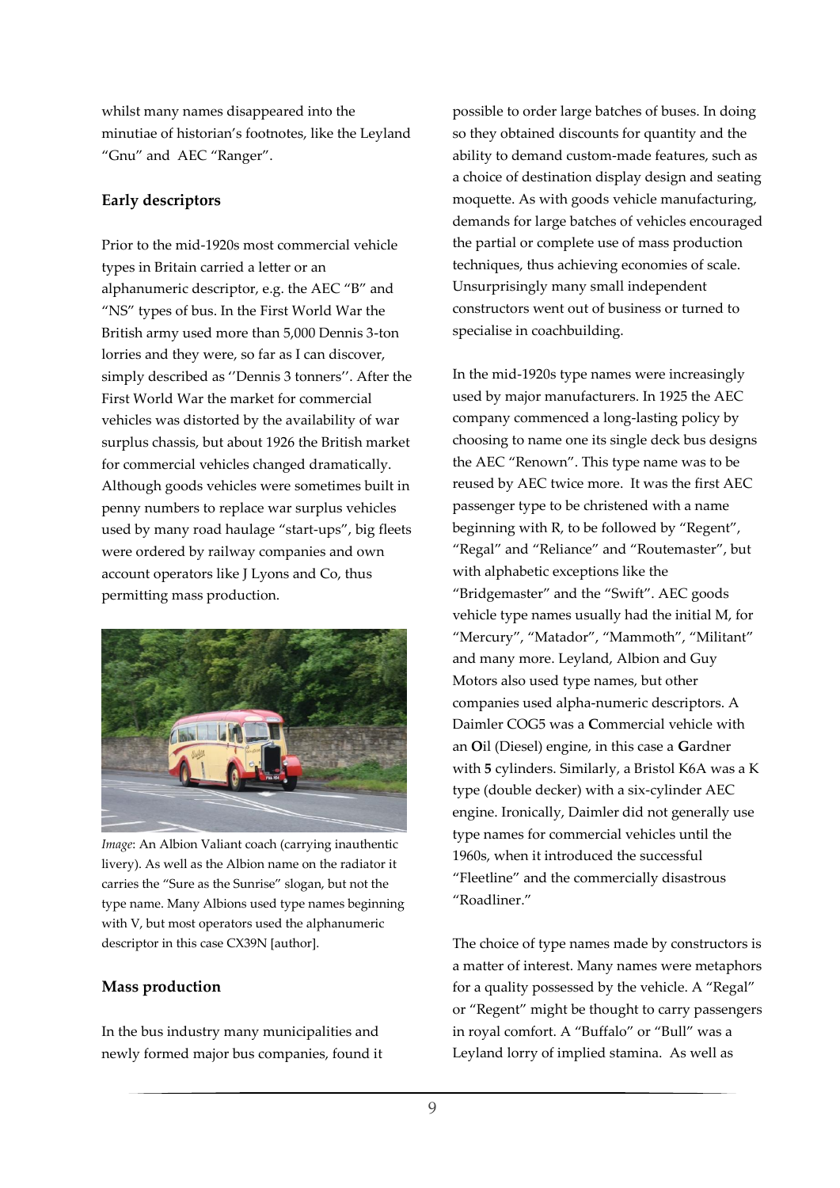whilst many names disappeared into the minutiae of historian's footnotes, like the Leyland "Gnu" and AEC "Ranger".

**Early descriptors**

Prior to the mid-1920s most commercial vehicle types in Britain carried a letter or an alphanumeric descriptor, e.g. the AEC "B" and "NS" types of bus. In the First World War the British army used more than 5,000 Dennis 3-ton lorries and they were, so far as I can discover, simply described as ''Dennis 3 tonners''. After the First World War the market for commercial vehicles was distorted by the availability of war surplus chassis, but about 1926 the British market for commercial vehicles changed dramatically. Although goods vehicles were sometimes built in penny numbers to replace war surplus vehicles used by many road haulage "start-ups", big fleets were ordered by railway companies and own account operators like J Lyons and Co, thus permitting mass production.

*Image*: An Albion Valiant coach (carrying inauthentic livery). As well as the Albion name on the radiator it carries the "Sure as the Sunrise" slogan, but not the type name. Many Albions used type names beginning with V, but most operators used the alphanumeric descriptor in this case CX39N [author].

**Mass production**

In the bus industry many municipalities and newly formed major bus companies, found it possible to order large batches of buses. In doing so they obtained discounts for quantity and the ability to demand custom-made features, such as a choice of destination display design and seating moquette. As with goods vehicle manufacturing, demands for large batches of vehicles encouraged the partial or complete use of mass production techniques, thus achieving economies of scale. Unsurprisingly many small independent constructors went out of business or turned to specialise in coachbuilding.

In the mid-1920s type names were increasingly used by major manufacturers. In 1925 the AEC company commenced a long-lasting policy by choosing to name one its single deck bus designs the AEC "Renown". This type name was to be reused by AEC twice more. It was the first AEC passenger type to be christened with a name beginning with R, to be followed by "Regent", "Regal" and "Reliance" and "Routemaster", but with alphabetic exceptions like the "Bridgemaster" and the "Swift". AEC goods vehicle type names usually had the initial M, for "Mercury", "Matador", "Mammoth", "Militant" and many more. Leyland, Albion and Guy Motors also used type names, but other companies used alpha-numeric descriptors. A Daimler COG5 was a **C**ommercial vehicle with an **O**il (Diesel) engine, in this case a **G**ardner with **5** cylinders. Similarly, a Bristol K6A was a K type (double decker) with a six-cylinder AEC engine. Ironically, Daimler did not generally use type names for commercial vehicles until the 1960s, when it introduced the successful "Fleetline" and the commercially disastrous "Roadliner."

The choice of type names made by constructors is a matter of interest. Many names were metaphors for a quality possessed by the vehicle. A "Regal" or "Regent" might be thought to carry passengers in royal comfort. A "Buffalo" or "Bull" was a Leyland lorry of implied stamina. As well as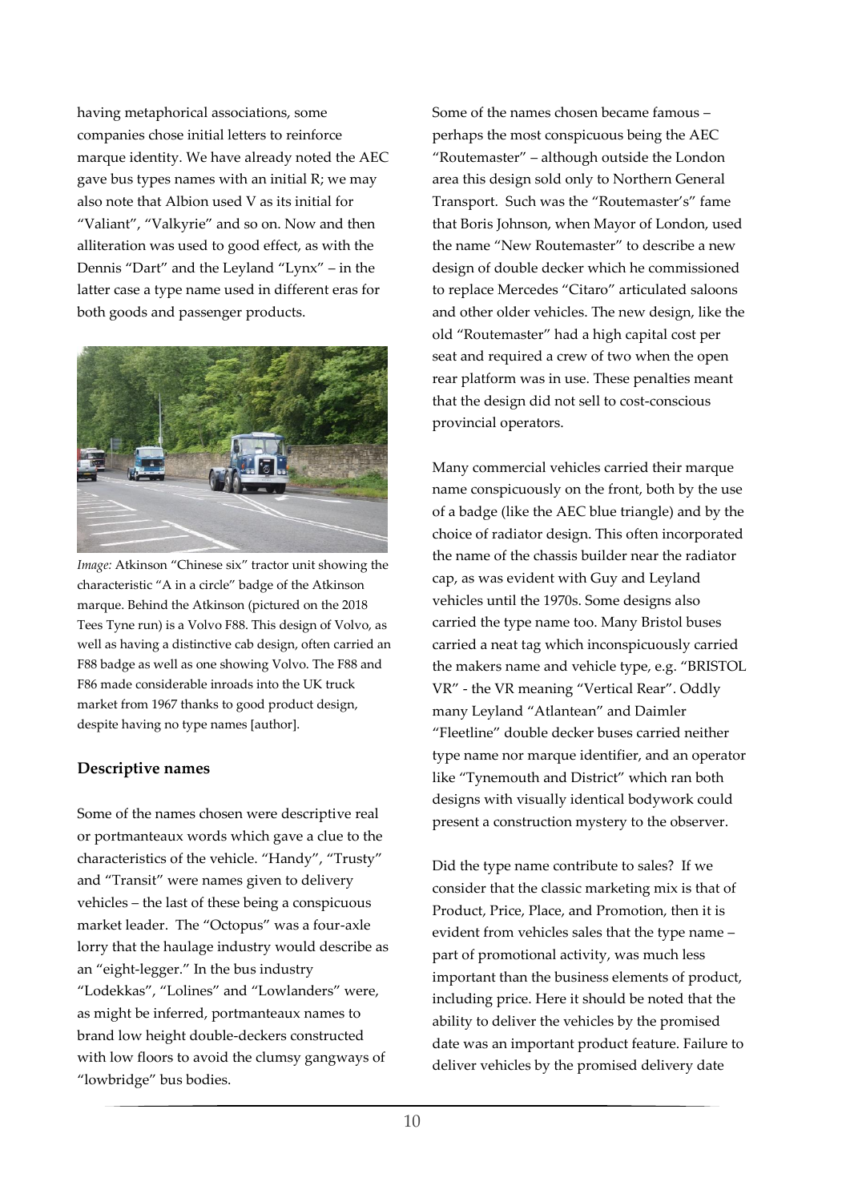having metaphorical associations, some companies chose initial letters to reinforce marque identity. We have already noted the AEC gave bus types names with an initial R; we may also note that Albion used V as its initial for "Valiant", "Valkyrie" and so on. Now and then alliteration was used to good effect, as with the Dennis "Dart" and the Leyland "Lynx" – in the latter case a type name used in different eras for both goods and passenger products.

*Image:* Atkinson "Chinese six" tractor unit showing the characteristic "A in a circle" badge of the Atkinson marque. Behind the Atkinson (pictured on the 2018 Tees Tyne run) is a Volvo F88. This design of Volvo, as well as having a distinctive cab design, often carried an F88 badge as well as one showing Volvo. The F88 and F86 made considerable inroads into the UK truck market from 1967 thanks to good product design, despite having no type names [author].

### Descriptive names

Some of the names chosen were descriptive real or portmanteaux words which gave a clue to the characteristics of the vehicle. "Handy", "Trusty" and "Transit" were names given to delivery vehicles – the last of these being a conspicuous market leader. The "Octopus" was a four-axle lorry that the haulage industry would describe as an "eight-legger." In the bus industry "Lodekkas", "Lolines" and "Lowlanders" were, as might be inferred, portmanteaux names to brand low height double-deckers constructed with low floors to avoid the clumsy gangways of "lowbridge" bus bodies.

Some of the names chosen became famous – perhaps the most conspicuous being the AEC "Routemaster" – although outside the London area this design sold only to Northern General Transport. Such was the "Routemaster's" fame that Boris Johnson, when Mayor of London, used the name "New Routemaster" to describe a new design of double decker which he commissioned to replace Mercedes "Citaro" articulated saloons and other older vehicles. The new design, like the old "Routemaster" had a high capital cost per seat and required a crew of two when the open rear platform was in use. These penalties meant that the design did not sell to cost-conscious provincial operators.

Many commercial vehicles carried their marque name conspicuously on the front, both by the use of a badge (like the AEC blue triangle) and by the choice of radiator design. This often incorporated the name of the chassis builder near the radiator cap, as was evident with Guy and Leyland vehicles until the 1970s. Some designs also carried the type name too. Many Bristol buses carried a neat tag which inconspicuously carried the makers name and vehicle type, e.g. "BRISTOL VR" - the VR meaning "Vertical Rear". Oddly many Leyland "Atlantean" and Daimler "Fleetline" double decker buses carried neither type name nor marque identifier, and an operator like "Tynemouth and District" which ran both designs with visually identical bodywork could present a construction mystery to the observer.

Did the type name contribute to sales? If we consider that the classic marketing mix is that of Product, Price, Place, and Promotion, then it is evident from vehicles sales that the type name – part of promotional activity, was much less important than the business elements of product, including price. Here it should be noted that the ability to deliver the vehicles by the promised date was an important product feature. Failure to deliver vehicles by the promised delivery date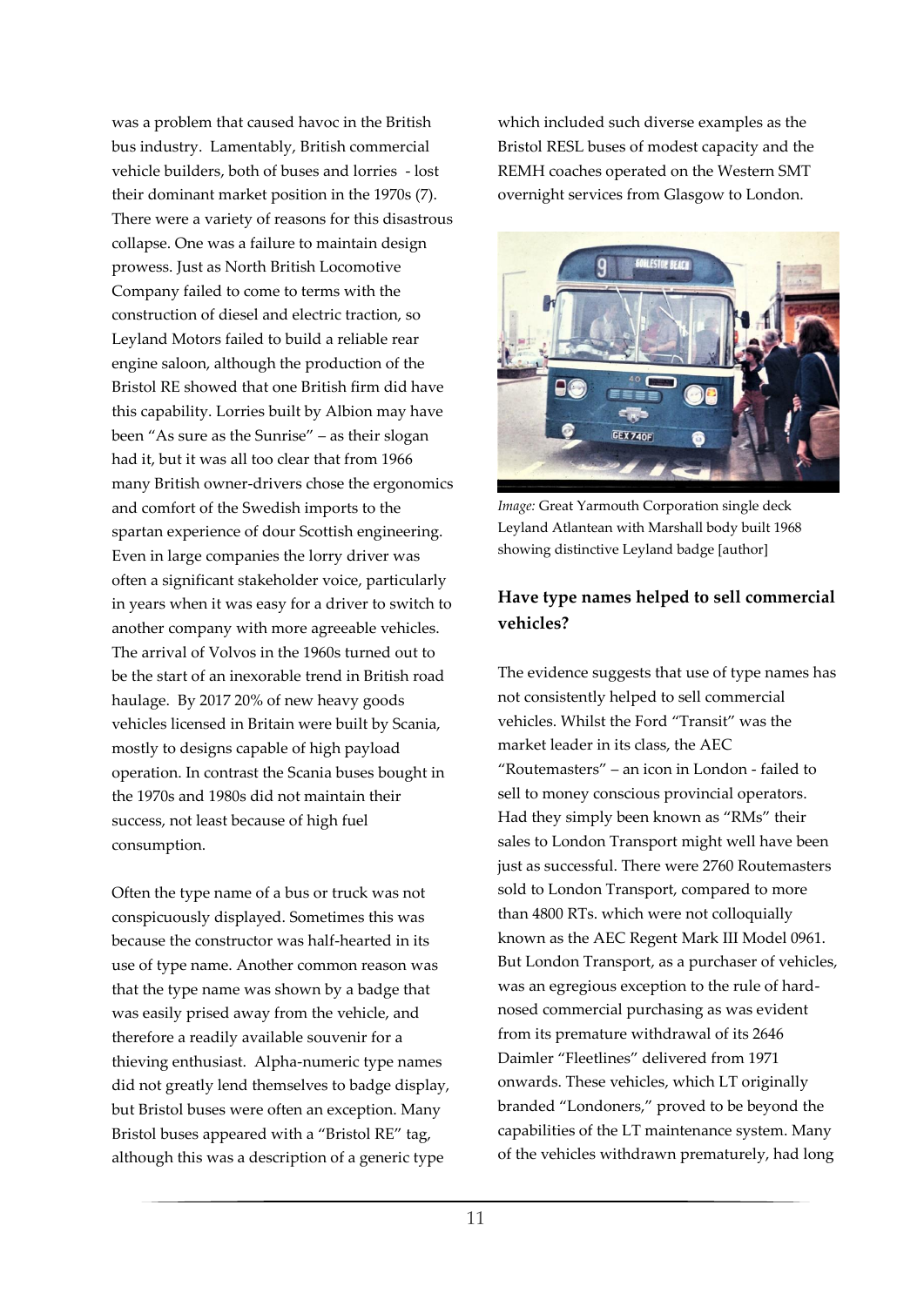was a problem that caused havoc in the British bus industry. Lamentably, British commercial vehicle builders, both of buses and lorries - lost their dominant market position in the 1970s (7). There were a variety of reasons for this disastrous collapse. One was a failure to maintain design prowess. Just as North British Locomotive Company failed to come to terms with the construction of diesel and electric traction, so Leyland Motors failed to build a reliable rear engine saloon, although the production of the Bristol RE showed that one British firm did have this capability. Lorries built by Albion may have been "As sure as the Sunrise" – as their slogan had it, but it was all too clear that from 1966 many British owner-drivers chose the ergonomics and comfort of the Swedish imports to the spartan experience of dour Scottish engineering. Even in large companies the lorry driver was often a significant stakeholder voice, particularly in years when it was easy for a driver to switch to another company with more agreeable vehicles. The arrival of Volvos in the 1960s turned out to be the start of an inexorable trend in British road haulage. By 2017 20% of new heavy goods vehicles licensed in Britain were built by Scania, mostly to designs capable of high payload operation. In contrast the Scania buses bought in the 1970s and 1980s did not maintain their success, not least because of high fuel consumption.

Often the type name of a bus or truck was not conspicuously displayed. Sometimes this was because the constructor was half-hearted in its use of type name. Another common reason was that the type name was shown by a badge that was easily prised away from the vehicle, and therefore a readily available souvenir for a thieving enthusiast. Alpha-numeric type names did not greatly lend themselves to badge display, but Bristol buses were often an exception. Many Bristol buses appeared with a "Bristol RE" tag, although this was a description of a generic type which included such diverse examples as the Bristol RESL buses of modest capacity and the REMH coaches operated on the Western SMT overnight services from Glasgow to London.

*Image:* Great Yarmouth Corporation single deck Leyland Atlantean with Marshall body built 1968 showing distinctive Leyland badge [author]

### Have type names helped to sell commercial vehicles?

The evidence suggests that use of type names has not consistently helped to sell commercial vehicles. Whilst the Ford "Transit" was the market leader in its class, the AEC "Routemasters" – an icon in London - failed to sell to money conscious provincial operators. Had they simply been known as "RMs" their sales to London Transport might well have been just as successful. There were 2760 Routemasters sold to London Transport, compared to more than 4800 RTs. which were not colloquially known as the AEC Regent Mark III Model 0961. But London Transport, as a purchaser of vehicles, was an egregious exception to the rule of hard-nosed commercial purchasing as was evident from its premature withdrawal of its 2646 Daimler "Fleetlines" delivered from 1971 onwards. These vehicles, which LT originally branded "Londoners," proved to be beyond the capabilities of the LT maintenance system. Many of the vehicles withdrawn prematurely, had long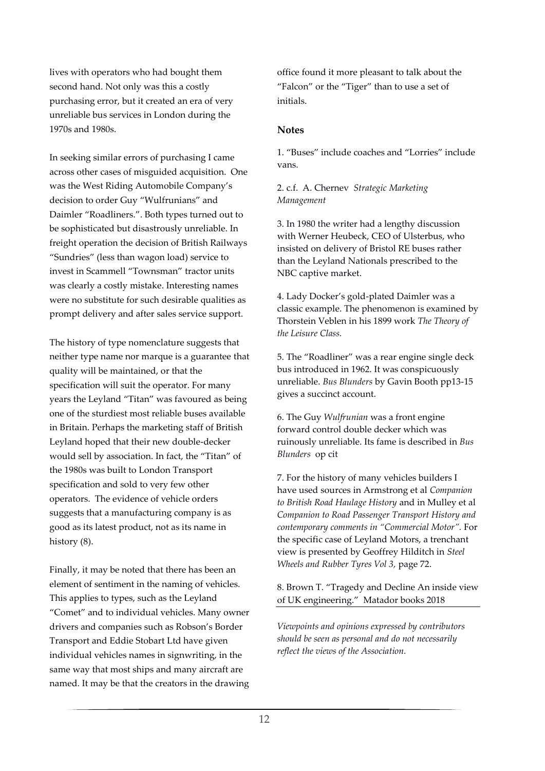lives with operators who had bought them second hand. Not only was this a costly purchasing error, but it created an era of very unreliable bus services in London during the 1970s and 1980s.

In seeking similar errors of purchasing I came across other cases of misguided acquisition. One was the West Riding Automobile Company's decision to order Guy "Wulfrunians" and Daimler "Roadliners.". Both types turned out to be sophisticated but disastrously unreliable. In freight operation the decision of British Railways "Sundries" (less than wagon load) service to invest in Scammell "Townsman" tractor units was clearly a costly mistake. Interesting names were no substitute for such desirable qualities as prompt delivery and after sales service support.

The history of type nomenclature suggests that neither type name nor marque is a guarantee that quality will be maintained, or that the specification will suit the operator. For many years the Leyland "Titan" was favoured as being one of the sturdiest most reliable buses available in Britain. Perhaps the marketing staff of British Leyland hoped that their new double-decker would sell by association. In fact, the "Titan" of the 1980s was built to London Transport specification and sold to very few other operators. The evidence of vehicle orders suggests that a manufacturing company is as good as its latest product, not as its name in history (8).

Finally, it may be noted that there has been an element of sentiment in the naming of vehicles. This applies to types, such as the Leyland "Comet" and to individual vehicles. Many owner drivers and companies such as Robson's Border Transport and Eddie Stobart Ltd have given individual vehicles names in signwriting, in the same way that most ships and many aircraft are named. It may be that the creators in the drawing office found it more pleasant to talk about the "Falcon" or the "Tiger" than to use a set of initials.

### Notes

1. "Buses" include coaches and "Lorries" include vans.

2. c.f. A. Chernev *Strategic Marketing Management*

3. In 1980 the writer had a lengthy discussion with Werner Heubeck, CEO of Ulsterbus, who insisted on delivery of Bristol RE buses rather than the Leyland Nationals prescribed to the NBC captive market.

4. Lady Docker's gold-plated Daimler was a classic example. The phenomenon is examined by Thorstein Veblen in his 1899 work *The Theory of the Leisure Class.*

5. The "Roadliner" was a rear engine single deck bus introduced in 1962. It was conspicuously unreliable. *Bus Blunders* by Gavin Booth pp13-15 gives a succinct account.

6. The Guy *Wulfrunian* was a front engine forward control double decker which was ruinously unreliable. Its fame is described in *Bus Blunders* op cit

7. For the history of many vehicles builders I have used sources in Armstrong et al *Companion to British Road Haulage History* and in Mulley et al *Companion to Road Passenger Transport History and contemporary comments in "Commercial Motor".* For the specific case of Leyland Motors, a trenchant view is presented by Geoffrey Hilditch in *Steel Wheels and Rubber Tyres Vol 3,* page 72.

8. Brown T. "Tragedy and Decline An inside view of UK engineering." Matador books 2018

*Viewpoints and opinions expressed by contributors should be seen as personal and do not necessarily reflect the views of the Association.*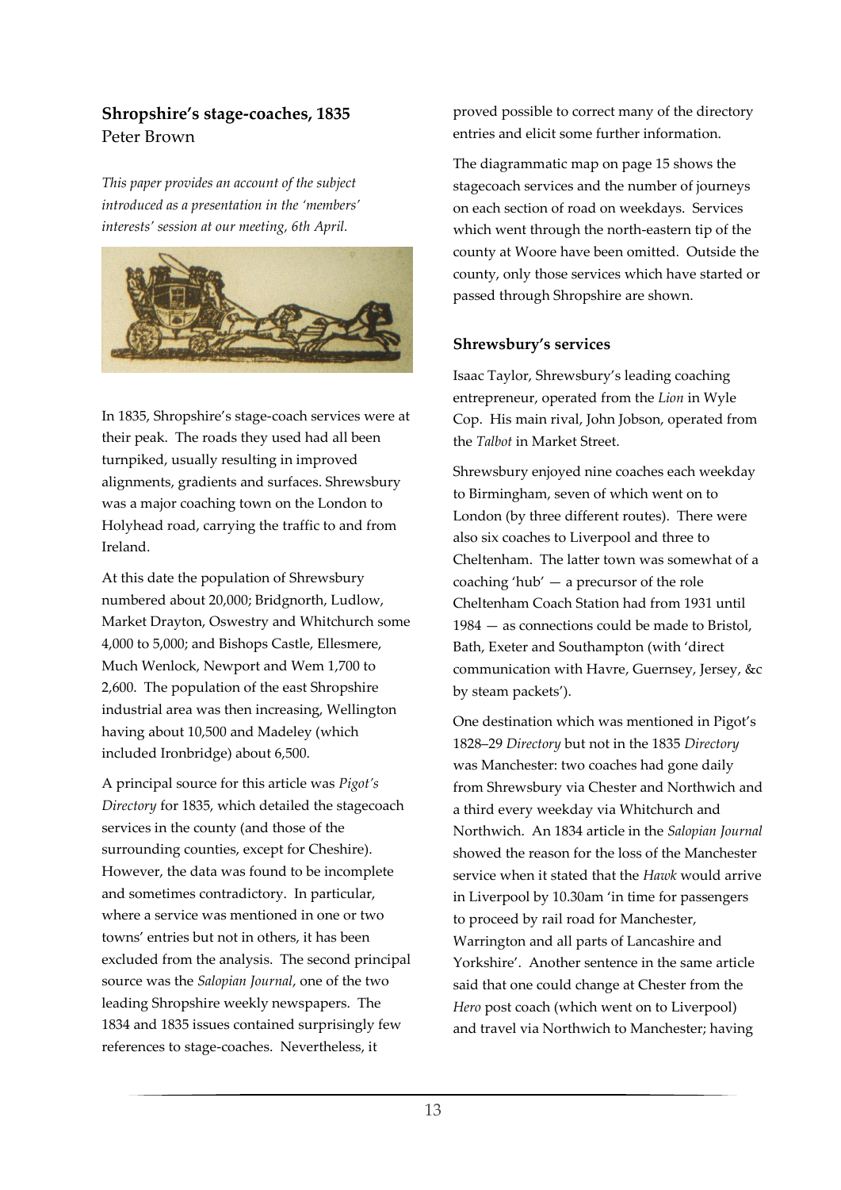## Shropshire's stage-coaches, 1835

Peter Brown

*This paper provides an account of the subject introduced as a presentation in the 'members' interests' session at our meeting, 6th April.*

In 1835, Shropshire's stage-coach services were at their peak. The roads they used had all been turnpiked, usually resulting in improved alignments, gradients and surfaces. Shrewsbury was a major coaching town on the London to Holyhead road, carrying the traffic to and from Ireland.

At this date the population of Shrewsbury numbered about 20,000; Bridgnorth, Ludlow, Market Drayton, Oswestry and Whitchurch some 4,000 to 5,000; and Bishops Castle, Ellesmere, Much Wenlock, Newport and Wem 1,700 to 2,600. The population of the east Shropshire industrial area was then increasing, Wellington having about 10,500 and Madeley (which included Ironbridge) about 6,500.

A principal source for this article was *Pigot's Directory* for 1835, which detailed the stagecoach services in the county (and those of the surrounding counties, except for Cheshire). However, the data was found to be incomplete and sometimes contradictory. In particular, where a service was mentioned in one or two towns' entries but not in others, it has been excluded from the analysis. The second principal source was the *Salopian Journal*, one of the two leading Shropshire weekly newspapers. The 1834 and 1835 issues contained surprisingly few references to stage-coaches. Nevertheless, it proved possible to correct many of the directory entries and elicit some further information.

The diagrammatic map on page 15 shows the stagecoach services and the number of journeys on each section of road on weekdays. Services which went through the north-eastern tip of the county at Woore have been omitted. Outside the county, only those services which have started or passed through Shropshire are shown.

### Shrewsbury's services

Isaac Taylor, Shrewsbury's leading coaching entrepreneur, operated from the *Lion* in Wyle Cop. His main rival, John Jobson, operated from the *Talbot* in Market Street.

Shrewsbury enjoyed nine coaches each weekday to Birmingham, seven of which went on to London (by three different routes). There were also six coaches to Liverpool and three to Cheltenham. The latter town was somewhat of a coaching 'hub' — a precursor of the role Cheltenham Coach Station had from 1931 until 1984 — as connections could be made to Bristol, Bath, Exeter and Southampton (with 'direct communication with Havre, Guernsey, Jersey, &c by steam packets').

One destination which was mentioned in Pigot's 1828–29 *Directory* but not in the 1835 *Directory* was Manchester: two coaches had gone daily from Shrewsbury via Chester and Northwich and a third every weekday via Whitchurch and Northwich. An 1834 article in the *Salopian Journal* showed the reason for the loss of the Manchester service when it stated that the *Hawk* would arrive in Liverpool by 10.30am 'in time for passengers to proceed by rail road for Manchester, Warrington and all parts of Lancashire and Yorkshire'. Another sentence in the same article said that one could change at Chester from the *Hero* post coach (which went on to Liverpool) and travel via Northwich to Manchester; having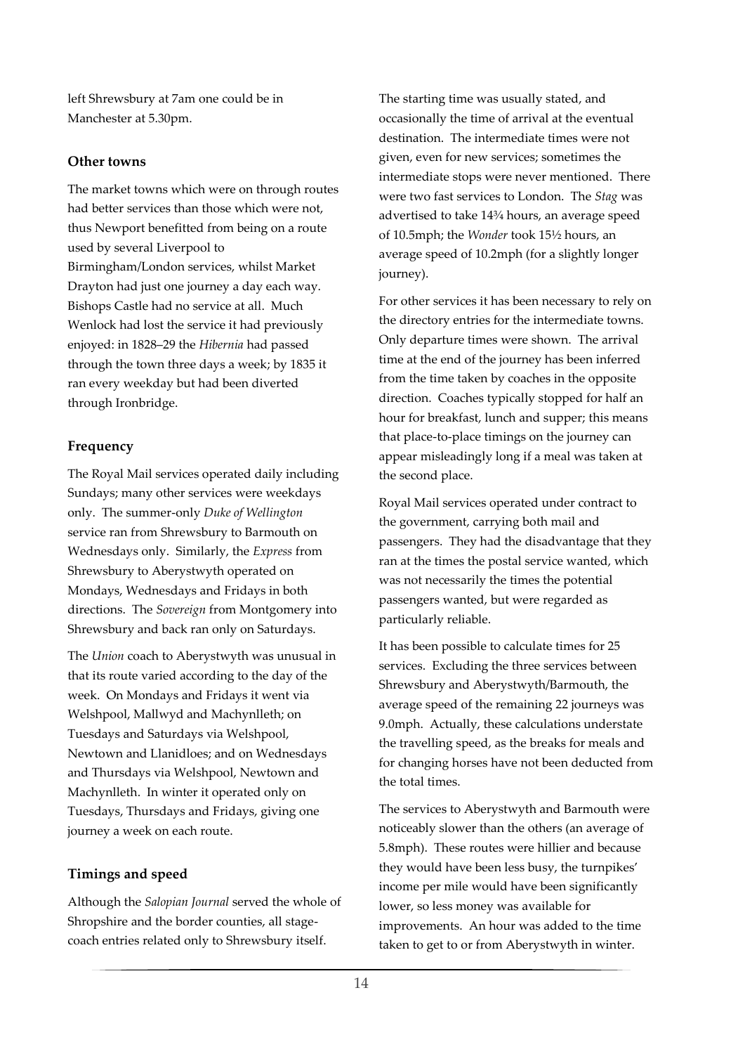left Shrewsbury at 7am one could be in Manchester at 5.30pm.

### Other towns

The market towns which were on through routes had better services than those which were not, thus Newport benefitted from being on a route used by several Liverpool to Birmingham/London services, whilst Market Drayton had just one journey a day each way. Bishops Castle had no service at all. Much Wenlock had lost the service it had previously enjoyed: in 1828–29 the *Hibernia* had passed through the town three days a week; by 1835 it ran every weekday but had been diverted through Ironbridge.

### Frequency

The Royal Mail services operated daily including Sundays; many other services were weekdays only. The summer-only *Duke of Wellington* service ran from Shrewsbury to Barmouth on Wednesdays only. Similarly, the *Express* from Shrewsbury to Aberystwyth operated on Mondays, Wednesdays and Fridays in both directions. The *Sovereign* from Montgomery into Shrewsbury and back ran only on Saturdays.

The *Union* coach to Aberystwyth was unusual in that its route varied according to the day of the week. On Mondays and Fridays it went via Welshpool, Mallwyd and Machynlleth; on Tuesdays and Saturdays via Welshpool, Newtown and Llanidloes; and on Wednesdays and Thursdays via Welshpool, Newtown and Machynlleth. In winter it operated only on Tuesdays, Thursdays and Fridays, giving one journey a week on each route.

### Timings and speed

Although the *Salopian Journal* served the whole of Shropshire and the border counties, all stage-coach entries related only to Shrewsbury itself.

The starting time was usually stated, and occasionally the time of arrival at the eventual destination. The intermediate times were not given, even for new services; sometimes the intermediate stops were never mentioned. There were two fast services to London. The *Stag* was advertised to take 14¾ hours, an average speed of 10.5mph; the *Wonder* took 15½ hours, an average speed of 10.2mph (for a slightly longer journey).

For other services it has been necessary to rely on the directory entries for the intermediate towns. Only departure times were shown. The arrival time at the end of the journey has been inferred from the time taken by coaches in the opposite direction. Coaches typically stopped for half an hour for breakfast, lunch and supper; this means that place-to-place timings on the journey can appear misleadingly long if a meal was taken at the second place.

Royal Mail services operated under contract to the government, carrying both mail and passengers. They had the disadvantage that they ran at the times the postal service wanted, which was not necessarily the times the potential passengers wanted, but were regarded as particularly reliable.

It has been possible to calculate times for 25 services. Excluding the three services between Shrewsbury and Aberystwyth/Barmouth, the average speed of the remaining 22 journeys was 9.0mph. Actually, these calculations understate the travelling speed, as the breaks for meals and for changing horses have not been deducted from the total times.

The services to Aberystwyth and Barmouth were noticeably slower than the others (an average of 5.8mph). These routes were hillier and because they would have been less busy, the turnpikes' income per mile would have been significantly lower, so less money was available for improvements. An hour was added to the time taken to get to or from Aberystwyth in winter.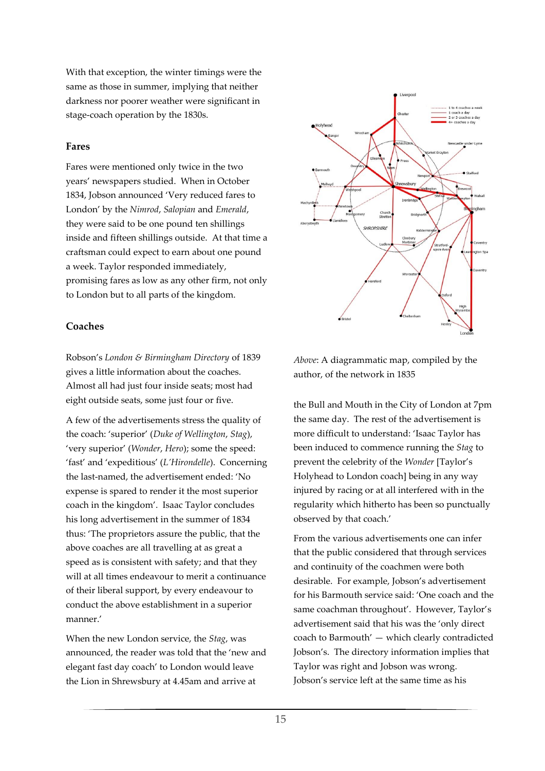With that exception, the winter timings were the same as those in summer, implying that neither darkness nor poorer weather were significant in stage-coach operation by the 1830s.

## Fares

Fares were mentioned only twice in the two years' newspapers studied. When in October 1834, Jobson announced 'Very reduced fares to London' by the *Nimrod*, *Salopian* and *Emerald*, they were said to be one pound ten shillings inside and fifteen shillings outside. At that time a craftsman could expect to earn about one pound a week. Taylor responded immediately, promising fares as low as any other firm, not only to London but to all parts of the kingdom.

## Coaches

Robson's *London & Birmingham Directory* of 1839 gives a little information about the coaches. Almost all had just four inside seats; most had eight outside seats, some just four or five.

A few of the advertisements stress the quality of the coach: 'superior' (*Duke of Wellington*, *Stag*), 'very superior' (*Wonder*, *Hero*); some the speed: 'fast' and 'expeditious' (*L'Hirondelle*). Concerning the last-named, the advertisement ended: 'No expense is spared to render it the most superior coach in the kingdom'. Isaac Taylor concludes his long advertisement in the summer of 1834 thus: 'The proprietors assure the public, that the above coaches are all travelling at as great a speed as is consistent with safety; and that they will at all times endeavour to merit a continuance of their liberal support, by every endeavour to conduct the above establishment in a superior manner.'

When the new London service, the *Stag*, was announced, the reader was told that the 'new and elegant fast day coach' to London would leave the Lion in Shrewsbury at 4.45am and arrive at the Bull and Mouth in the City of London at 7pm the same day. The rest of the advertisement is more difficult to understand: 'Isaac Taylor has been induced to commence running the *Stag* to prevent the celebrity of the *Wonder* [Taylor's Holyhead to London coach] being in any way injured by racing or at all interfered with in the regularity which hitherto has been so punctually observed by that coach.'

*Above*: A diagrammatic map, compiled by the author, of the network in 1835

From the various advertisements one can infer that the public considered that through services and continuity of the coachmen were both desirable. For example, Jobson's advertisement for his Barmouth service said: 'One coach and the same coachman throughout'. However, Taylor's advertisement said that his was the 'only direct coach to Barmouth' — which clearly contradicted Jobson's. The directory information implies that Taylor was right and Jobson was wrong. Jobson's service left at the same time as his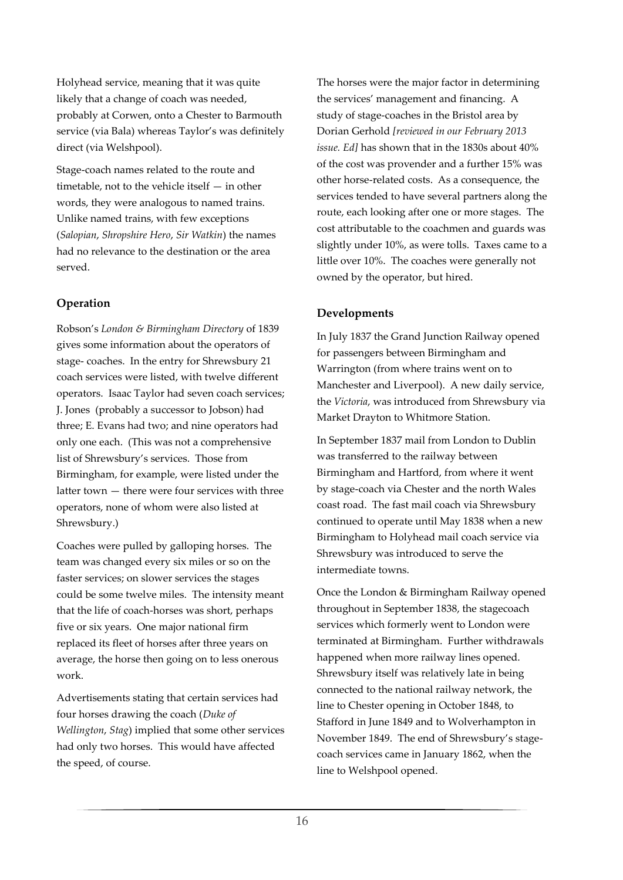Holyhead service, meaning that it was quite likely that a change of coach was needed, probably at Corwen, onto a Chester to Barmouth service (via Bala) whereas Taylor's was definitely direct (via Welshpool).

Stage-coach names related to the route and timetable, not to the vehicle itself — in other words, they were analogous to named trains. Unlike named trains, with few exceptions (*Salopian*, *Shropshire Hero*, *Sir Watkin*) the names had no relevance to the destination or the area served.

## Operation

Robson's *London & Birmingham Directory* of 1839 gives some information about the operators of stage- coaches. In the entry for Shrewsbury 21 coach services were listed, with twelve different operators. Isaac Taylor had seven coach services; J. Jones (probably a successor to Jobson) had three; E. Evans had two; and nine operators had only one each. (This was not a comprehensive list of Shrewsbury's services. Those from Birmingham, for example, were listed under the latter town — there were four services with three operators, none of whom were also listed at Shrewsbury.)

Coaches were pulled by galloping horses. The team was changed every six miles or so on the faster services; on slower services the stages could be some twelve miles. The intensity meant that the life of coach-horses was short, perhaps five or six years. One major national firm replaced its fleet of horses after three years on average, the horse then going on to less onerous work.

Advertisements stating that certain services had four horses drawing the coach (*Duke of Wellington*, *Stag*) implied that some other services had only two horses. This would have affected the speed, of course.

The horses were the major factor in determining the services' management and financing. A study of stage-coaches in the Bristol area by Dorian Gerhold *[reviewed in our February 2013 issue. Ed]* has shown that in the 1830s about 40% of the cost was provender and a further 15% was other horse-related costs. As a consequence, the services tended to have several partners along the route, each looking after one or more stages. The cost attributable to the coachmen and guards was slightly under 10%, as were tolls. Taxes came to a little over 10%. The coaches were generally not owned by the operator, but hired.

## Developments

In July 1837 the Grand Junction Railway opened for passengers between Birmingham and Warrington (from where trains went on to Manchester and Liverpool). A new daily service, the *Victoria*, was introduced from Shrewsbury via Market Drayton to Whitmore Station.

In September 1837 mail from London to Dublin was transferred to the railway between Birmingham and Hartford, from where it went by stage-coach via Chester and the north Wales coast road. The fast mail coach via Shrewsbury continued to operate until May 1838 when a new Birmingham to Holyhead mail coach service via Shrewsbury was introduced to serve the intermediate towns.

Once the London & Birmingham Railway opened throughout in September 1838, the stagecoach services which formerly went to London were terminated at Birmingham. Further withdrawals happened when more railway lines opened. Shrewsbury itself was relatively late in being connected to the national railway network, the line to Chester opening in October 1848, to Stafford in June 1849 and to Wolverhampton in November 1849. The end of Shrewsbury's stage-coach services came in January 1862, when the line to Welshpool opened.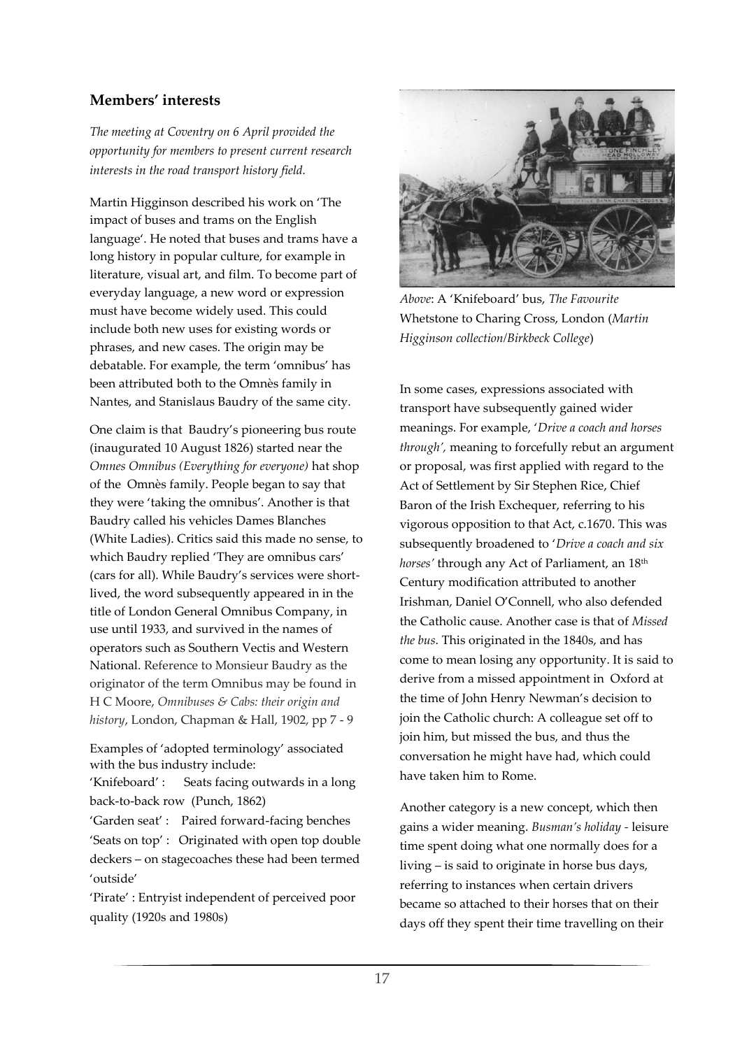## Members' interests

*The meeting at Coventry on 6 April provided the opportunity for members to present current research interests in the road transport history field.*

Martin Higginson described his work on 'The impact of buses and trams on the English language'. He noted that buses and trams have a long history in popular culture, for example in literature, visual art, and film. To become part of everyday language, a new word or expression must have become widely used. This could include both new uses for existing words or phrases, and new cases. The origin may be debatable. For example, the term 'omnibus' has been attributed both to the Omnès family in Nantes, and Stanislaus Baudry of the same city.

One claim is that Baudry's pioneering bus route (inaugurated 10 August 1826) started near the *Omnes Omnibus (Everything for everyone)* hat shop of the Omnès family. People began to say that they were 'taking the omnibus'. Another is that Baudry called his vehicles Dames Blanches (White Ladies). Critics said this made no sense, to which Baudry replied 'They are omnibus cars' (cars for all). While Baudry's services were short-lived, the word subsequently appeared in in the title of London General Omnibus Company, in use until 1933, and survived in the names of operators such as Southern Vectis and Western National. Reference to Monsieur Baudry as the originator of the term Omnibus may be found in H C Moore, *Omnibuses & Cabs: their origin and history*, London, Chapman & Hall, 1902, pp 7 - 9

Examples of 'adopted terminology' associated with the bus industry include:

'Knifeboard' : Seats facing outwards in a long back-to-back row (Punch, 1862)

'Garden seat' : Paired forward-facing benches

'Seats on top' : Originated with open top double deckers – on stagecoaches these had been termed 'outside'

'Pirate' : Entryist independent of perceived poor quality (1920s and 1980s)

*Above*: A 'Knifeboard' bus, *The Favourite* Whetstone to Charing Cross, London (*Martin Higginson collection/Birkbeck College*)

In some cases, expressions associated with transport have subsequently gained wider meanings. For example, '*Drive a coach and horses through',* meaning to forcefully rebut an argument or proposal, was first applied with regard to the Act of Settlement by Sir Stephen Rice, Chief Baron of the Irish Exchequer, referring to his vigorous opposition to that Act, c.1670. This was subsequently broadened to '*Drive a coach and six horses'* through any Act of Parliament, an 18th Century modification attributed to another Irishman, Daniel O'Connell, who also defended the Catholic cause. Another case is that of *Missed the bus*. This originated in the 1840s, and has come to mean losing any opportunity. It is said to derive from a missed appointment in Oxford at the time of John Henry Newman's decision to join the Catholic church: A colleague set off to join him, but missed the bus, and thus the conversation he might have had, which could have taken him to Rome.

Another category is a new concept, which then gains a wider meaning. *Busman's holiday* - leisure time spent doing what one normally does for a living – is said to originate in horse bus days, referring to instances when certain drivers became so attached to their horses that on their days off they spent their time travelling on their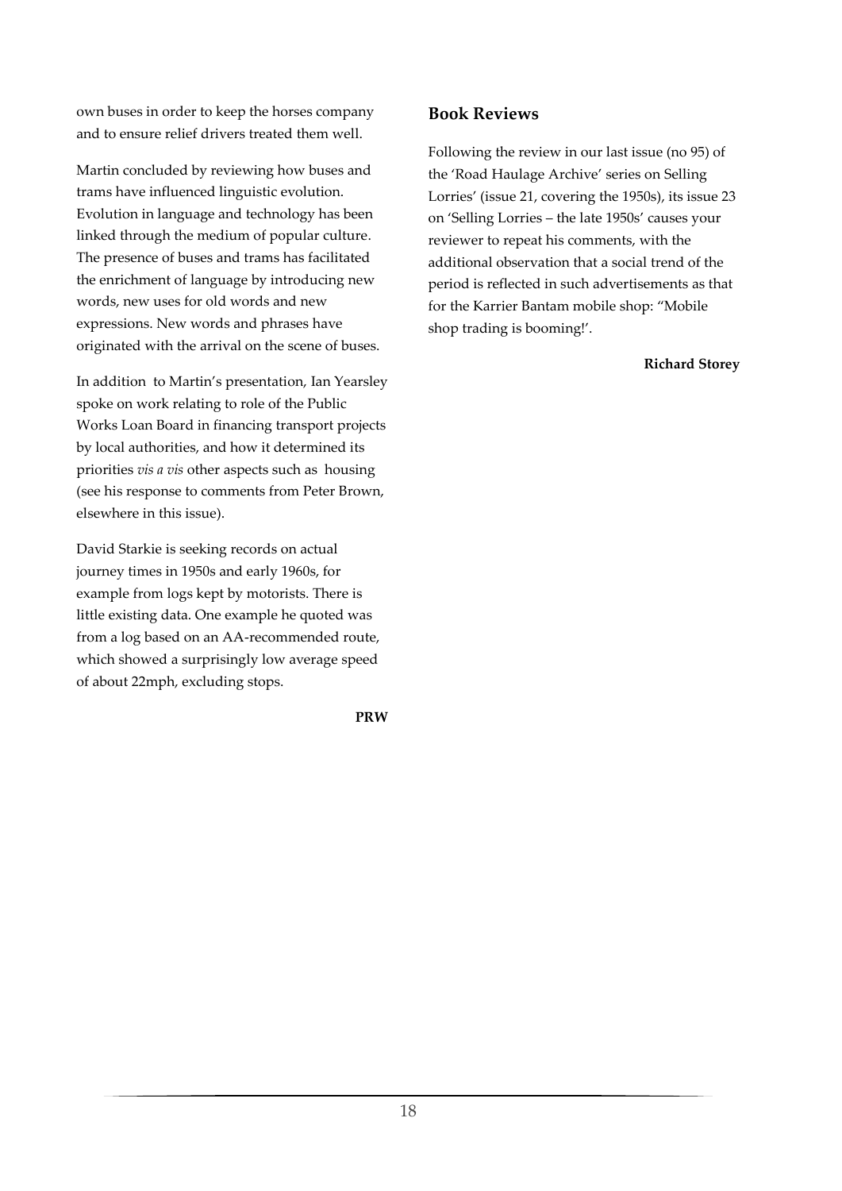own buses in order to keep the horses company and to ensure relief drivers treated them well.

Martin concluded by reviewing how buses and trams have influenced linguistic evolution. Evolution in language and technology has been linked through the medium of popular culture. The presence of buses and trams has facilitated the enrichment of language by introducing new words, new uses for old words and new expressions. New words and phrases have originated with the arrival on the scene of buses.

In addition to Martin's presentation, Ian Yearsley spoke on work relating to role of the Public Works Loan Board in financing transport projects by local authorities, and how it determined its priorities *vis a vis* other aspects such as housing (see his response to comments from Peter Brown, elsewhere in this issue).

David Starkie is seeking records on actual journey times in 1950s and early 1960s, for example from logs kept by motorists. There is little existing data. One example he quoted was from a log based on an AA-recommended route, which showed a surprisingly low average speed of about 22mph, excluding stops.

**PRW**

## Book Reviews

Following the review in our last issue (no 95) of the 'Road Haulage Archive' series on Selling Lorries' (issue 21, covering the 1950s), its issue 23 on 'Selling Lorries – the late 1950s' causes your reviewer to repeat his comments, with the additional observation that a social trend of the period is reflected in such advertisements as that for the Karrier Bantam mobile shop: "Mobile shop trading is booming!'.

**Richard Storey**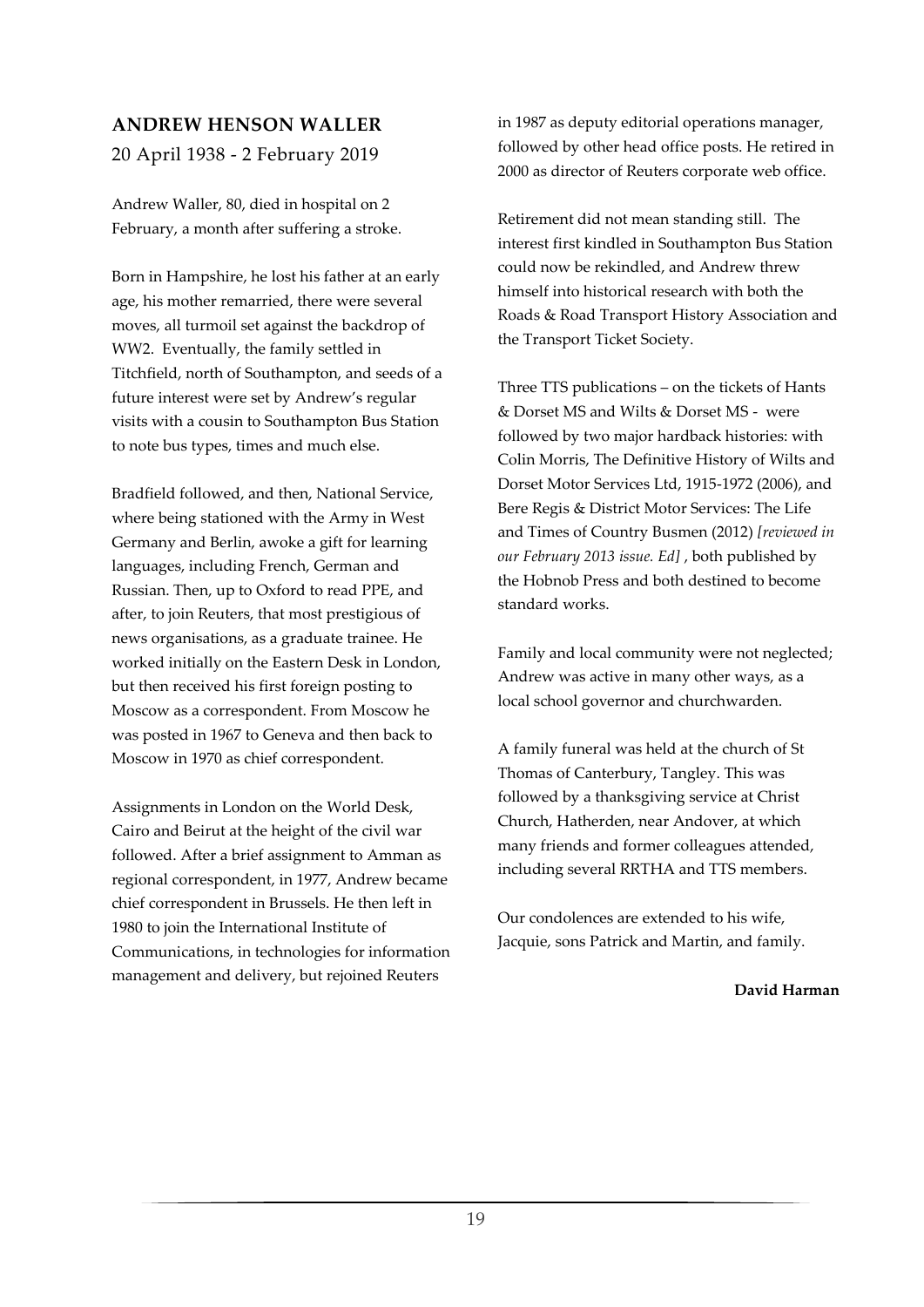## ANDREW HENSON WALLER

20 April 1938 - 2 February 2019

Andrew Waller, 80, died in hospital on 2 February, a month after suffering a stroke.

Born in Hampshire, he lost his father at an early age, his mother remarried, there were several moves, all turmoil set against the backdrop of WW2. Eventually, the family settled in Titchfield, north of Southampton, and seeds of a future interest were set by Andrew's regular visits with a cousin to Southampton Bus Station to note bus types, times and much else.

Bradfield followed, and then, National Service, where being stationed with the Army in West Germany and Berlin, awoke a gift for learning languages, including French, German and Russian. Then, up to Oxford to read PPE, and after, to join Reuters, that most prestigious of news organisations, as a graduate trainee. He worked initially on the Eastern Desk in London, but then received his first foreign posting to Moscow as a correspondent. From Moscow he was posted in 1967 to Geneva and then back to Moscow in 1970 as chief correspondent.

Assignments in London on the World Desk, Cairo and Beirut at the height of the civil war followed. After a brief assignment to Amman as regional correspondent, in 1977, Andrew became chief correspondent in Brussels. He then left in 1980 to join the International Institute of Communications, in technologies for information management and delivery, but rejoined Reuters in 1987 as deputy editorial operations manager, followed by other head office posts. He retired in 2000 as director of Reuters corporate web office.

Retirement did not mean standing still. The interest first kindled in Southampton Bus Station could now be rekindled, and Andrew threw himself into historical research with both the Roads & Road Transport History Association and the Transport Ticket Society.

Three TTS publications – on the tickets of Hants & Dorset MS and Wilts & Dorset MS - were followed by two major hardback histories: with Colin Morris, The Definitive History of Wilts and Dorset Motor Services Ltd, 1915-1972 (2006), and Bere Regis & District Motor Services: The Life and Times of Country Busmen (2012) *[reviewed in our February 2013 issue. Ed]* , both published by the Hobnob Press and both destined to become standard works.

Family and local community were not neglected; Andrew was active in many other ways, as a local school governor and churchwarden.

A family funeral was held at the church of St Thomas of Canterbury, Tangley. This was followed by a thanksgiving service at Christ Church, Hatherden, near Andover, at which many friends and former colleagues attended, including several RRTHA and TTS members.

Our condolences are extended to his wife, Jacquie, sons Patrick and Martin, and family.

**David Harman**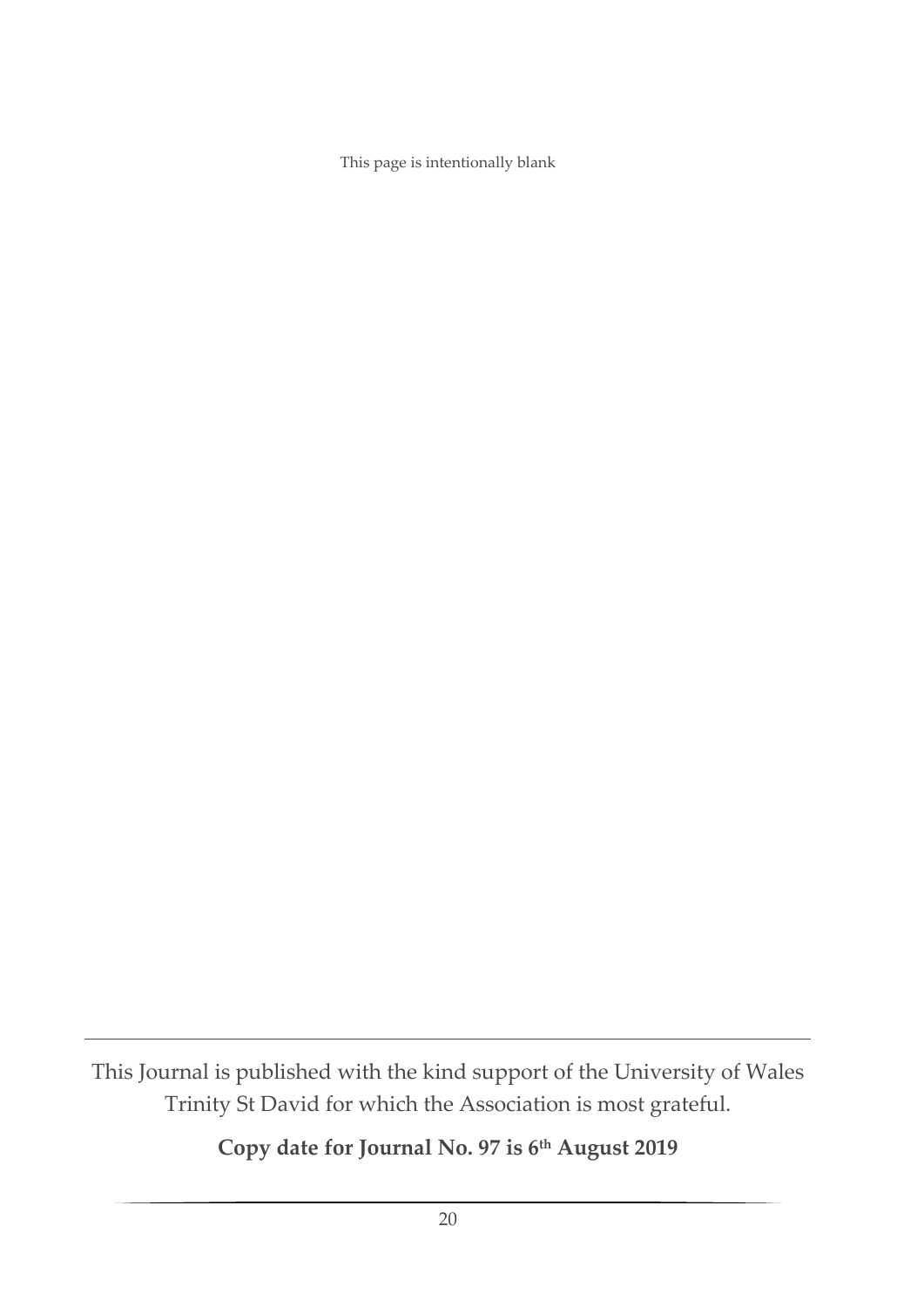This page is intentionally blank

---

This Journal is published with the kind support of the University of Wales Trinity St David for which the Association is most grateful.

**Copy date for Journal No. 97 is 6th August 2019**